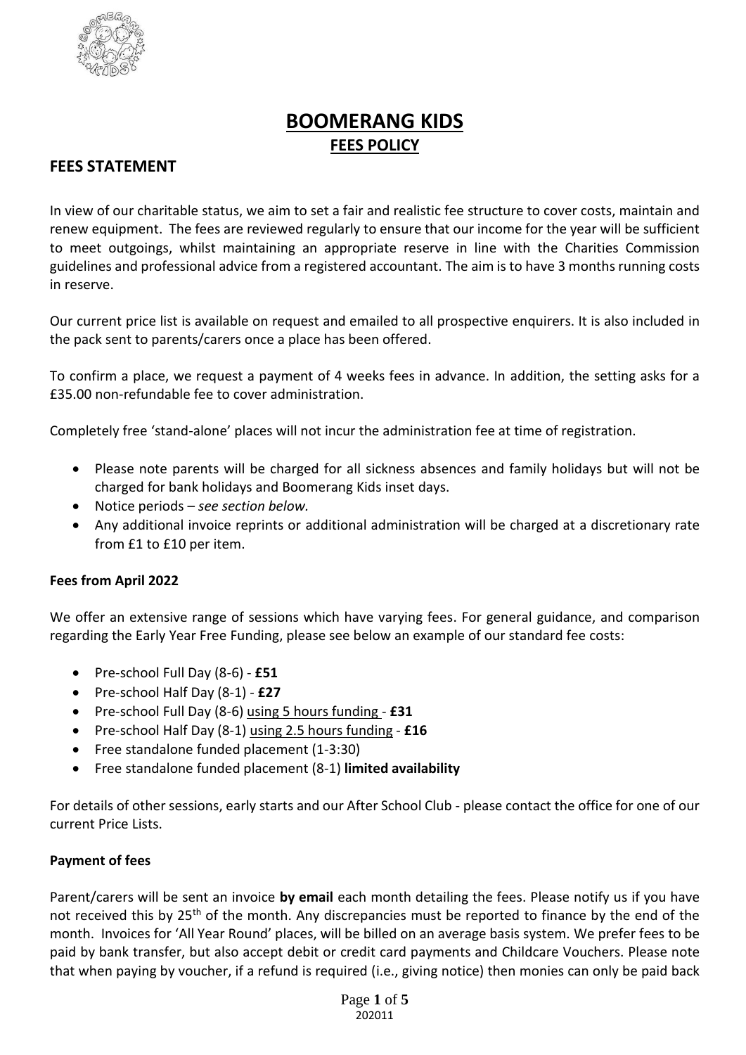# BOOMERANG KIDS

## FEES POLICY

## FEES STATEMENT

In view of our charitable status, we aim to set a fair and realistic fee structure to cover costs, maintain and renew equipment. The fees are reviewed regularly to ensure that our income for the year will be sufficient to meet outgoings, whilst maintaining an appropriate reserve in line with the Charities Commission guidelines and professional advice from a registered accountant. The aim is to have 3 months running costs in reserve.

Our current price list is available on request and emailed to all prospective enquirers. It is also included in the pack sent to parents/carers once a place has been offered.

To confirm a place, we request a payment of 4 weeks fees in advance. In addition, the setting asks for a £35.00 non-refundable fee to cover administration.

Completely free 'stand-alone' places will not incur the administration fee at time of registration.

- Please note parents will be charged for all sickness absences and family holidays but will not be charged for bank holidays and Boomerang Kids inset days.
- Notice periods – *see section below.*
- Any additional invoice reprints or additional administration will be charged at a discretionary rate from £1 to £10 per item.

### Fees from April 2022

We offer an extensive range of sessions which have varying fees. For general guidance, and comparison regarding the Early Year Free Funding, please see below an example of our standard fee costs:

- Pre-school Full Day (8-6) - **£51**
- Pre-school Half Day (8-1) - **£27**
- Pre-school Full Day (8-6) using 5 hours funding - **£31**
- Pre-school Half Day (8-1) using 2.5 hours funding - **£16**
- Free standalone funded placement (1-3:30)
- Free standalone funded placement (8-1) **limited availability**

For details of other sessions, early starts and our After School Club - please contact the office for one of our current Price Lists.

### Payment of fees

Parent/carers will be sent an invoice **by email** each month detailing the fees. Please notify us if you have not received this by 25th of the month. Any discrepancies must be reported to finance by the end of the month. Invoices for 'All Year Round' places, will be billed on an average basis system. We prefer fees to be paid by bank transfer, but also accept debit or credit card payments and Childcare Vouchers. Please note that when paying by voucher, if a refund is required (i.e., giving notice) then monies can only be paid back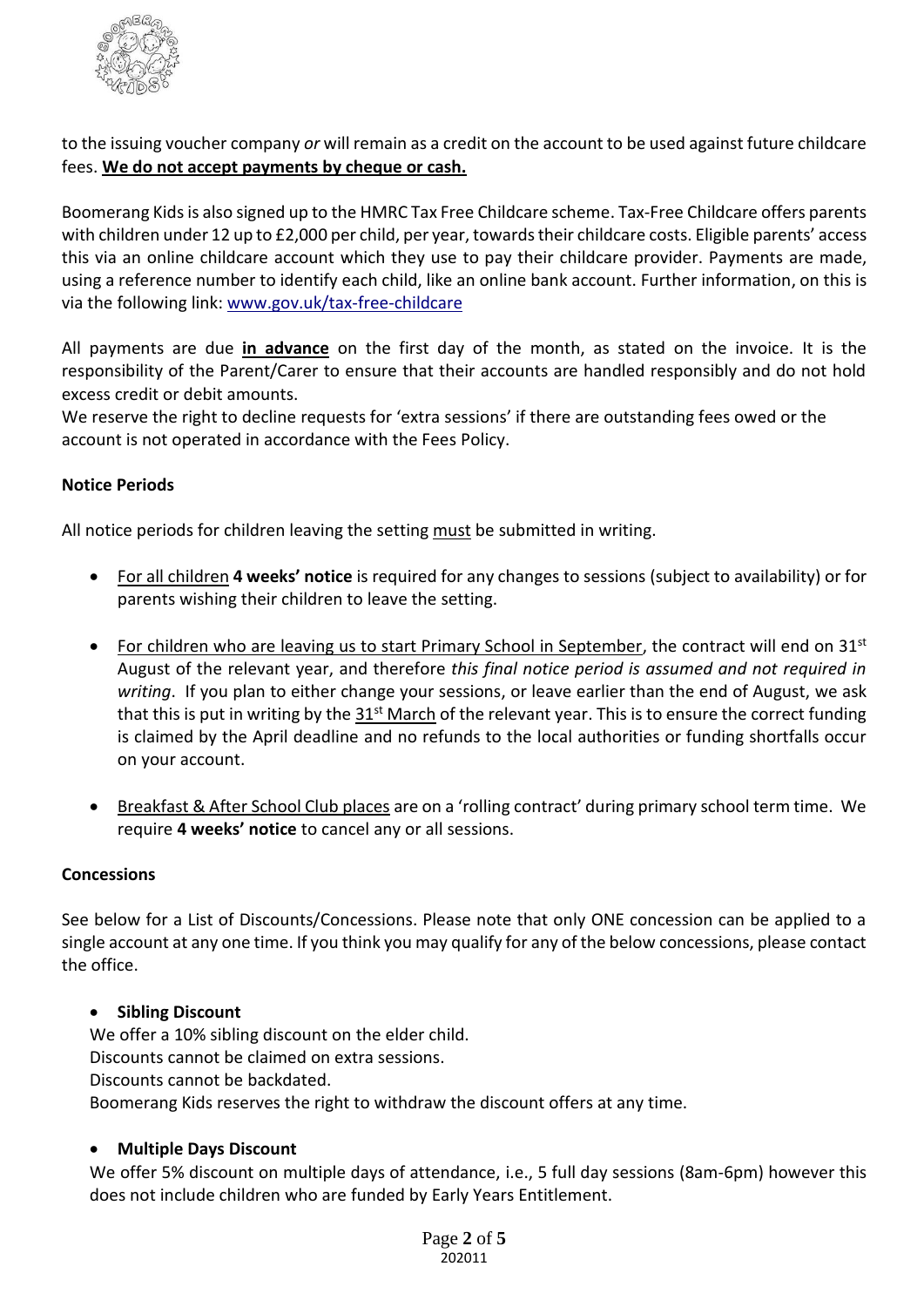to the issuing voucher company *or* will remain as a credit on the account to be used against future childcare fees. **We do not accept payments by cheque or cash.**

Boomerang Kids is also signed up to the HMRC Tax Free Childcare scheme. Tax-Free Childcare offers parents with children under 12 up to £2,000 per child, per year, towards their childcare costs. Eligible parents' access this via an online childcare account which they use to pay their childcare provider. Payments are made, using a reference number to identify each child, like an online bank account. Further information, on this is via the following link: [www.gov.uk/tax-free-childcare](http://www.gov.uk/tax-free-childcare)

All payments are due **in advance** on the first day of the month, as stated on the invoice. It is the responsibility of the Parent/Carer to ensure that their accounts are handled responsibly and do not hold excess credit or debit amounts.
We reserve the right to decline requests for 'extra sessions' if there are outstanding fees owed or the account is not operated in accordance with the Fees Policy.

**Notice Periods**

All notice periods for children leaving the setting must be submitted in writing.

- For all children **4 weeks' notice** is required for any changes to sessions (subject to availability) or for parents wishing their children to leave the setting.

- For children who are leaving us to start Primary School in September, the contract will end on 31st August of the relevant year, and therefore *this final notice period is assumed and not required in writing*. If you plan to either change your sessions, or leave earlier than the end of August, we ask that this is put in writing by the 31st March of the relevant year. This is to ensure the correct funding is claimed by the April deadline and no refunds to the local authorities or funding shortfalls occur on your account.

- Breakfast & After School Club places are on a 'rolling contract' during primary school term time. We require **4 weeks' notice** to cancel any or all sessions.

**Concessions**

See below for a List of Discounts/Concessions. Please note that only ONE concession can be applied to a single account at any one time. If you think you may qualify for any of the below concessions, please contact the office.

- **Sibling Discount**
  We offer a 10% sibling discount on the elder child.
  Discounts cannot be claimed on extra sessions.
  Discounts cannot be backdated.
  Boomerang Kids reserves the right to withdraw the discount offers at any time.

- **Multiple Days Discount**
  We offer 5% discount on multiple days of attendance, i.e., 5 full day sessions (8am-6pm) however this does not include children who are funded by Early Years Entitlement.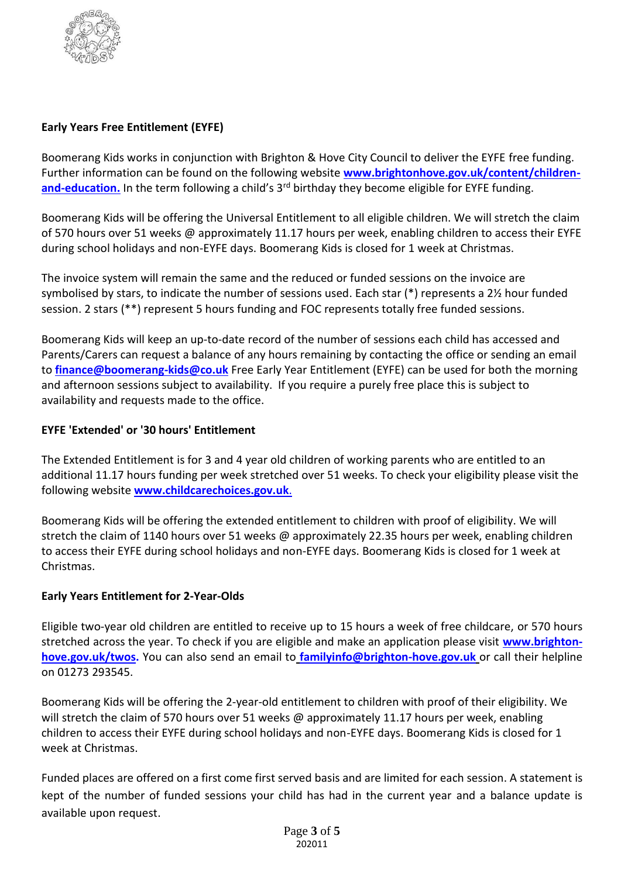## Early Years Free Entitlement (EYFE)

Boomerang Kids works in conjunction with Brighton & Hove City Council to deliver the EYFE free funding. Further information can be found on the following website **www.brightonhove.gov.uk/content/children-and-education.** In the term following a child's 3rd birthday they become eligible for EYFE funding.

Boomerang Kids will be offering the Universal Entitlement to all eligible children. We will stretch the claim of 570 hours over 51 weeks @ approximately 11.17 hours per week, enabling children to access their EYFE during school holidays and non-EYFE days. Boomerang Kids is closed for 1 week at Christmas.

The invoice system will remain the same and the reduced or funded sessions on the invoice are symbolised by stars, to indicate the number of sessions used. Each star (*) represents a 2½ hour funded session. 2 stars (**) represent 5 hours funding and FOC represents totally free funded sessions.

Boomerang Kids will keep an up-to-date record of the number of sessions each child has accessed and Parents/Carers can request a balance of any hours remaining by contacting the office or sending an email to **finance@boomerang-kids@co.uk** Free Early Year Entitlement (EYFE) can be used for both the morning and afternoon sessions subject to availability. If you require a purely free place this is subject to availability and requests made to the office.

## EYFE 'Extended' or '30 hours' Entitlement

The Extended Entitlement is for 3 and 4 year old children of working parents who are entitled to an additional 11.17 hours funding per week stretched over 51 weeks. To check your eligibility please visit the following website **www.childcarechoices.gov.uk**.

Boomerang Kids will be offering the extended entitlement to children with proof of eligibility. We will stretch the claim of 1140 hours over 51 weeks @ approximately 22.35 hours per week, enabling children to access their EYFE during school holidays and non-EYFE days. Boomerang Kids is closed for 1 week at Christmas.

## Early Years Entitlement for 2-Year-Olds

Eligible two-year old children are entitled to receive up to 15 hours a week of free childcare, or 570 hours stretched across the year. To check if you are eligible and make an application please visit **www.brighton-hove.gov.uk/twos.** You can also send an email to **familyinfo@brighton-hove.gov.uk** or call their helpline on 01273 293545.

Boomerang Kids will be offering the 2-year-old entitlement to children with proof of their eligibility. We will stretch the claim of 570 hours over 51 weeks @ approximately 11.17 hours per week, enabling children to access their EYFE during school holidays and non-EYFE days. Boomerang Kids is closed for 1 week at Christmas.

Funded places are offered on a first come first served basis and are limited for each session. A statement is kept of the number of funded sessions your child has had in the current year and a balance update is available upon request.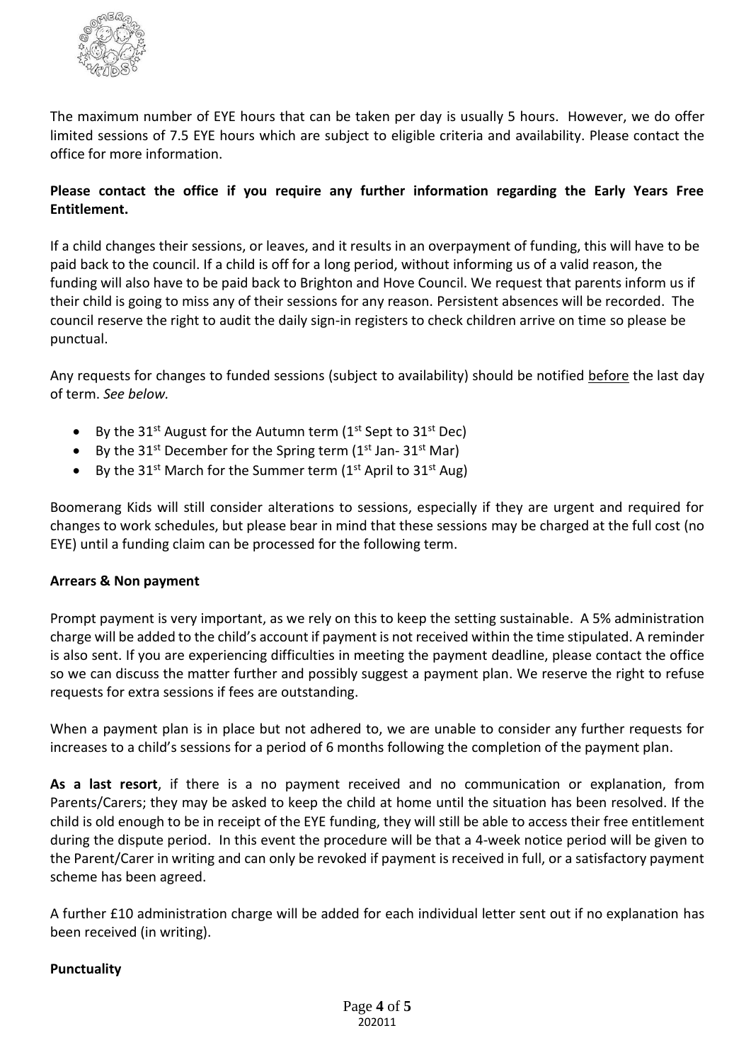The maximum number of EYE hours that can be taken per day is usually 5 hours. However, we do offer limited sessions of 7.5 EYE hours which are subject to eligible criteria and availability. Please contact the office for more information.

**Please contact the office if you require any further information regarding the Early Years Free Entitlement.**

If a child changes their sessions, or leaves, and it results in an overpayment of funding, this will have to be paid back to the council. If a child is off for a long period, without informing us of a valid reason, the funding will also have to be paid back to Brighton and Hove Council. We request that parents inform us if their child is going to miss any of their sessions for any reason. Persistent absences will be recorded. The council reserve the right to audit the daily sign-in registers to check children arrive on time so please be punctual.

Any requests for changes to funded sessions (subject to availability) should be notified before the last day of term. *See below.*

- By the 31st August for the Autumn term (1st Sept to 31st Dec)
- By the 31st December for the Spring term (1st Jan- 31st Mar)
- By the 31st March for the Summer term (1st April to 31st Aug)

Boomerang Kids will still consider alterations to sessions, especially if they are urgent and required for changes to work schedules, but please bear in mind that these sessions may be charged at the full cost (no EYE) until a funding claim can be processed for the following term.

**Arrears & Non payment**

Prompt payment is very important, as we rely on this to keep the setting sustainable. A 5% administration charge will be added to the child's account if payment is not received within the time stipulated. A reminder is also sent. If you are experiencing difficulties in meeting the payment deadline, please contact the office so we can discuss the matter further and possibly suggest a payment plan. We reserve the right to refuse requests for extra sessions if fees are outstanding.

When a payment plan is in place but not adhered to, we are unable to consider any further requests for increases to a child's sessions for a period of 6 months following the completion of the payment plan.

**As a last resort**, if there is a no payment received and no communication or explanation, from Parents/Carers; they may be asked to keep the child at home until the situation has been resolved. If the child is old enough to be in receipt of the EYE funding, they will still be able to access their free entitlement during the dispute period. In this event the procedure will be that a 4-week notice period will be given to the Parent/Carer in writing and can only be revoked if payment is received in full, or a satisfactory payment scheme has been agreed.

A further £10 administration charge will be added for each individual letter sent out if no explanation has been received (in writing).

**Punctuality**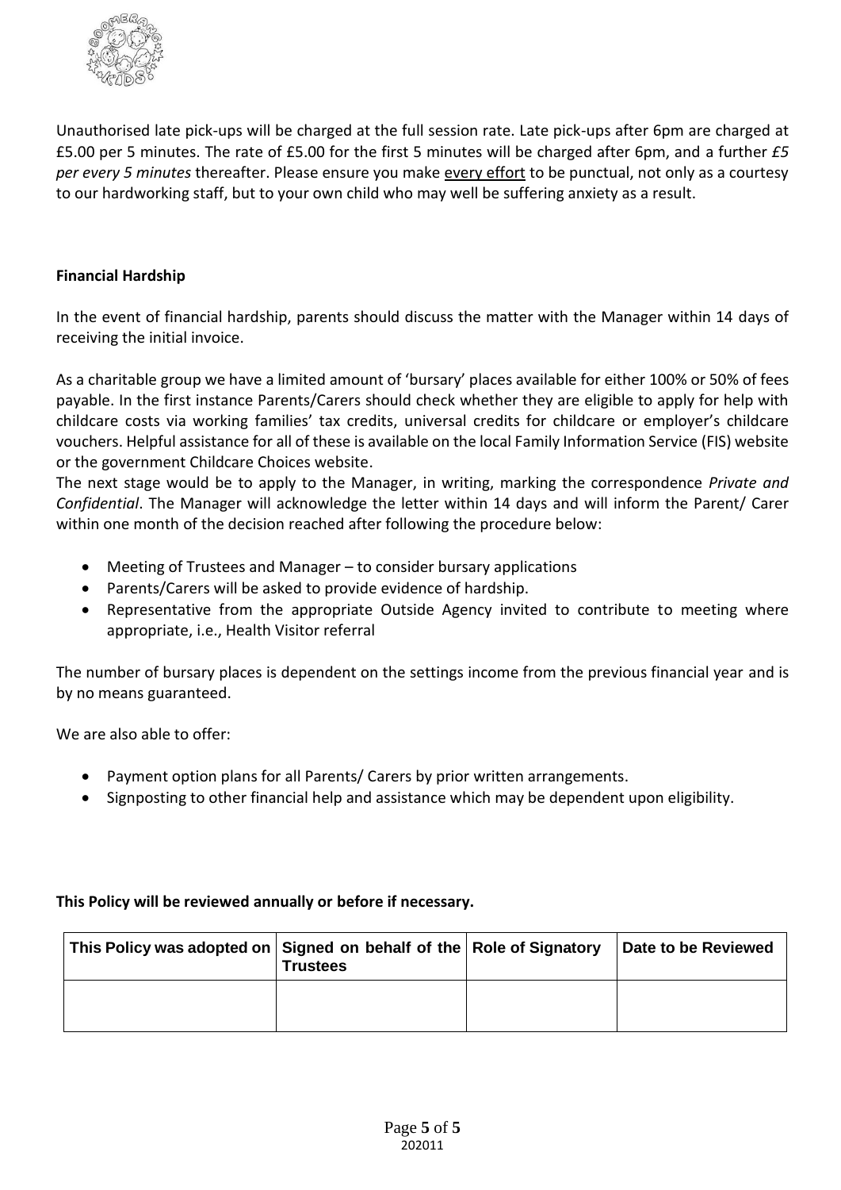Unauthorised late pick-ups will be charged at the full session rate. Late pick-ups after 6pm are charged at £5.00 per 5 minutes. The rate of £5.00 for the first 5 minutes will be charged after 6pm, and a further *£5 per every 5 minutes* thereafter. Please ensure you make <u>every effort</u> to be punctual, not only as a courtesy to our hardworking staff, but to your own child who may well be suffering anxiety as a result.

**Financial Hardship**

In the event of financial hardship, parents should discuss the matter with the Manager within 14 days of receiving the initial invoice.

As a charitable group we have a limited amount of 'bursary' places available for either 100% or 50% of fees payable. In the first instance Parents/Carers should check whether they are eligible to apply for help with childcare costs via working families' tax credits, universal credits for childcare or employer's childcare vouchers. Helpful assistance for all of these is available on the local Family Information Service (FIS) website or the government Childcare Choices website.

The next stage would be to apply to the Manager, in writing, marking the correspondence *Private and Confidential*. The Manager will acknowledge the letter within 14 days and will inform the Parent/ Carer within one month of the decision reached after following the procedure below:

- Meeting of Trustees and Manager – to consider bursary applications
- Parents/Carers will be asked to provide evidence of hardship.
- Representative from the appropriate Outside Agency invited to contribute to meeting where appropriate, i.e., Health Visitor referral

The number of bursary places is dependent on the settings income from the previous financial year and is by no means guaranteed.

We are also able to offer:

- Payment option plans for all Parents/ Carers by prior written arrangements.
- Signposting to other financial help and assistance which may be dependent upon eligibility.

**This Policy will be reviewed annually or before if necessary.**

| This Policy was adopted on | Signed on behalf of the Trustees | Role of Signatory | Date to be Reviewed |
|---|---|---|---|
| | | | |

202011